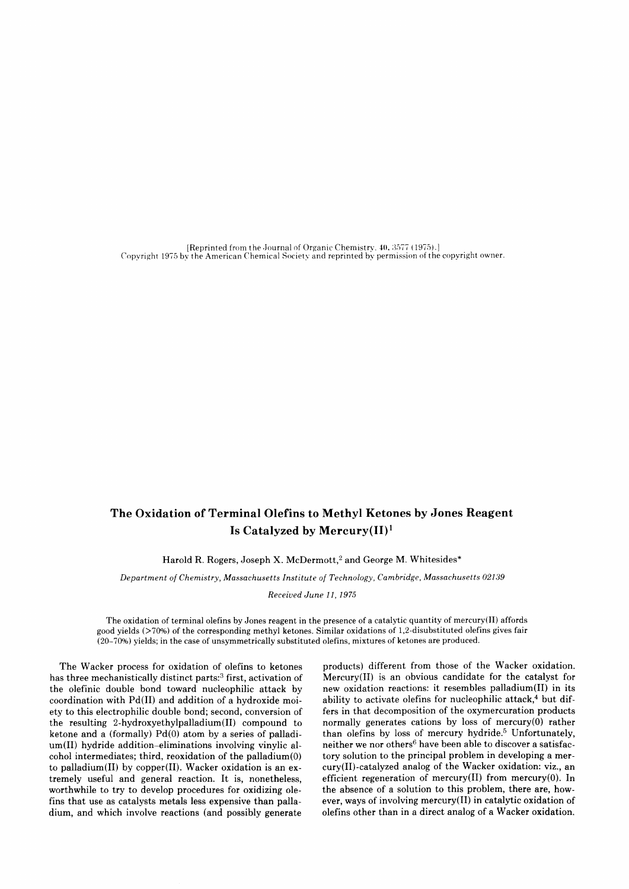[Reprinted from the Journal of Organic Chemistry. 40, 3577 (1975).]
Copyright 1975 by the American Chemical Society and reprinted by permission of the copyright owner.

# The Oxidation of Terminal Olefins to Methyl Ketones by Jones Reagent Is Catalyzed by Mercury(II)[1]

Harold R. Rogers, Joseph X. McDermott,[2] and George M. Whitesides*

*Department of Chemistry, Massachusetts Institute of Technology, Cambridge, Massachusetts 02139*

*Received June 11, 1975*

The oxidation of terminal olefins by Jones reagent in the presence of a catalytic quantity of mercury(II) affords good yields (>70%) of the corresponding methyl ketones. Similar oxidations of 1,2-disubstituted olefins gives fair (20–70%) yields; in the case of unsymmetrically substituted olefins, mixtures of ketones are produced.

The Wacker process for oxidation of olefins to ketones has three mechanistically distinct parts:[3] first, activation of the olefinic double bond toward nucleophilic attack by coordination with Pd(II) and addition of a hydroxide moiety to this electrophilic double bond; second, conversion of the resulting 2-hydroxyethylpalladium(II) compound to ketone and a (formally) Pd(0) atom by a series of palladium(II) hydride addition–eliminations involving vinylic alcohol intermediates; third, reoxidation of the palladium(0) to palladium(II) by copper(II). Wacker oxidation is an extremely useful and general reaction. It is, nonetheless, worthwhile to try to develop procedures for oxidizing olefins that use as catalysts metals less expensive than palladium, and which involve reactions (and possibly generate products) different from those of the Wacker oxidation. Mercury(II) is an obvious candidate for the catalyst for new oxidation reactions: it resembles palladium(II) in its ability to activate olefins for nucleophilic attack,[4] but differs in that decomposition of the oxymercuration products normally generates cations by loss of mercury(0) rather than olefins by loss of mercury hydride.[5] Unfortunately, neither we nor others[6] have been able to discover a satisfactory solution to the principal problem in developing a mercury(II)-catalyzed analog of the Wacker oxidation: viz., an efficient regeneration of mercury(II) from mercury(0). In the absence of a solution to this problem, there are, however, ways of involving mercury(II) in catalytic oxidation of olefins other than in a direct analog of a Wacker oxidation.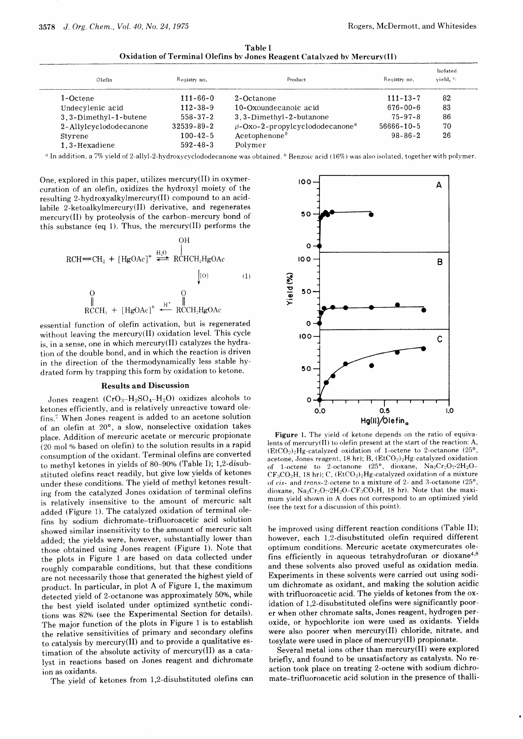**Table I**
**Oxidation of Terminal Olefins by Jones Reagent Catalyzed by Mercury(II)**

| Olefin | Registry no. | Product | Registry no. | Isolated yield, % |
|---|---|---|---|---|
| 1-Octene | 111-66-0 | 2-Octanone | 111-13-7 | 82 |
| Undecylenic acid | 112-38-9 | 10-Oxoundecanoic acid | 676-00-6 | 83 |
| 3,3-Dimethyl-1-butene | 558-37-2 | 3,3-Dimethyl-2-butanone | 75-97-8 | 86 |
| 2-Allylcyclododecanone | 32539-89-2 | β-Oxo-2-propylcyclododecanone[a] | 56666-10-5 | 70 |
| Styrene | 100-42-5 | Acetophenone[b] | 98-86-2 | 26 |
| 1,3-Hexadiene | 592-48-3 | Polymer | | |

[a] In addition, a 7% yield of 2-allyl-2-hydroxycyclododecanone was obtained. [b] Benzoic acid (16%) was also isolated, together with polymer.

One, explored in this paper, utilizes mercury(II) in oxymercuration of an olefin, oxidizes the hydroxyl moiety of the resulting 2-hydroxyalkylmercury(II) compound to an acid-labile 2-ketoalkylmercury(II) derivative, and regenerates mercury(II) by proteolysis of the carbon–mercury bond of this substance (eq 1). Thus, the mercury(II) performs the

$$RCH{=}CH_2 + [HgOAc]^+ \overset{H_2O}{\rightleftharpoons} RCH(OH)CH_2HgOAc \xrightarrow{[O]} RC(O)CH_2HgOAc \xrightarrow{H^+} RC(O)CH_3 + [HgOAc]^+ \quad (1)$$

essential function of olefin activation, but is regenerated without leaving the mercury(II) oxidation level. This cycle is, in a sense, one in which mercury(II) catalyzes the hydration of the double bond, and in which the reaction is driven in the direction of the thermodynamically less stable hydrated form by trapping this form by oxidation to ketone.

## Results and Discussion

Jones reagent ($CrO_3$–$H_2SO_4$–$H_2O$) oxidizes alcohols to ketones efficiently, and is relatively unreactive toward olefins.[7] When Jones reagent is added to an acetone solution of an olefin at 20°, a slow, nonselective oxidation takes place. Addition of mercuric acetate or mercuric propionate (20 mol % based on olefin) to the solution results in a rapid consumption of the oxidant. Terminal olefins are converted to methyl ketones in yields of 80–90% (Table I); 1,2-disubstituted olefins react readily, but give low yields of ketones under these conditions. The yield of methyl ketones resulting from the catalyzed Jones oxidation of terminal olefins is relatively insensitive to the amount of mercuric salt added (Figure 1). The catalyzed oxidation of terminal olefins by sodium dichromate–trifluoroacetic acid solution showed similar insensitivity to the amount of mercuric salt added; the yields were, however, substantially lower than those obtained using Jones reagent (Figure 1). Note that the plots in Figure 1 are based on data collected under roughly comparable conditions, but that these conditions are not necessarily those that generated the highest yield of product. In particular, in plot A of Figure 1, the maximum detected yield of 2-octanone was approximately 50%, while the best yield isolated under optimized synthetic conditions was 82% (see the Experimental Section for details). The major function of the plots in Figure 1 is to establish the relative sensitivities of primary and secondary olefins to catalysis by mercury(II) and to provide a qualitative estimation of the absolute activity of mercury(II) as a catalyst in reactions based on Jones reagent and dichromate ion as oxidants.

The yield of ketones from 1,2-disubstituted olefins can

**Figure 1.** The yield of ketone depends on the ratio of equivalents of mercury(II) to olefin present at the start of the reaction: A, $(EtCO_2)_2Hg$-catalyzed oxidation of 1-octene to 2-octanone (25°, acetone, Jones reagent, 18 hr); B, $(EtCO_2)_2Hg$-catalyzed oxidation of 1-octene to 2-octanone (25°, dioxane, $Na_2Cr_2O_7{\cdot}2H_2O$–$CF_3CO_2H$, 18 hr); C, $(EtCO_2)_2Hg$-catalyzed oxidation of a mixture of *cis*- and *trans*-2-octene to a mixture of 2- and 3-octanone (25°, dioxane, $Na_2Cr_2O_7{\cdot}2H_2O$–$CF_3CO_2H$, 18 hr). Note that the maximum yield shown in A does not correspond to an optimized yield (see the text for a discussion of this point).

be improved using different reaction conditions (Table II); however, each 1,2-disubstituted olefin required different optimum conditions. Mercuric acetate oxymercurates olefins efficiently in aqueous tetrahydrofuran or dioxane[4,8] and these solvents also proved useful as oxidation media. Experiments in these solvents were carried out using sodium dichromate as oxidant, and making the solution acidic with trifluoroacetic acid. The yields of ketones from the oxidation of 1,2-disubstituted olefins were significantly poorer when other chromate salts, Jones reagent, hydrogen peroxide, or hypochlorite ion were used as oxidants. Yields were also poorer when mercury(II) chloride, nitrate, and tosylate were used in place of mercury(II) propionate.

Several metal ions other than mercury(II) were explored briefly, and found to be unsatisfactory as catalysts. No reaction took place on treating 2-octene with sodium dichromate–trifluoroacetic acid solution in the presence of thalli-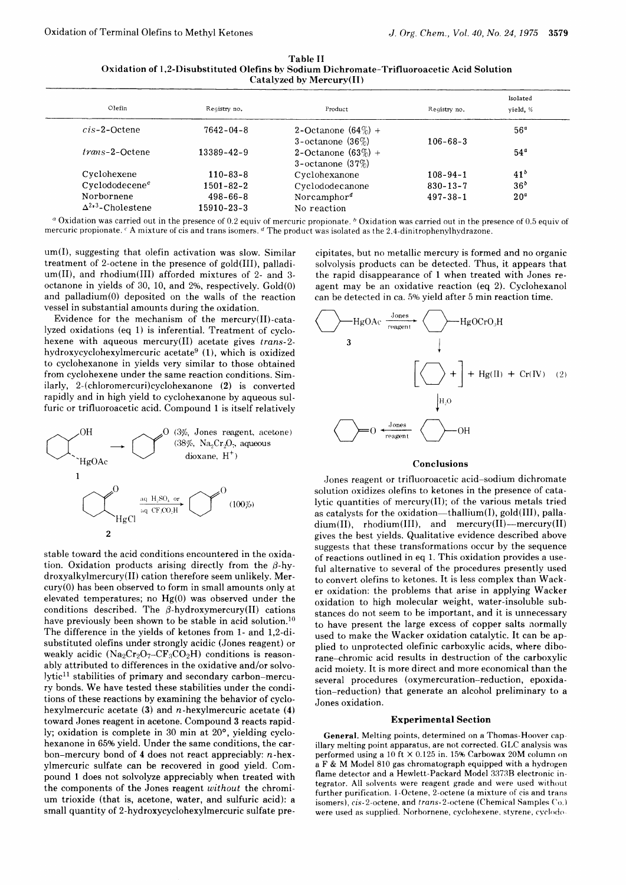**Table II**
**Oxidation of 1,2-Disubstituted Olefins by Sodium Dichromate-Trifluoroacetic Acid Solution Catalyzed by Mercury(II)**

| Olefin | Registry no. | Product | Registry no. | Isolated yield, % |
|---|---|---|---|---|
| *cis*-2-Octene | 7642-04-8 | 2-Octanone (64%) + 3-octanone (36%) | 106-68-3 | 56[a] |
| *trans*-2-Octene | 13389-42-9 | 2-Octanone (63%) + 3-octanone (37%) | | 54[a] |
| Cyclohexene | 110-83-8 | Cyclohexanone | 108-94-1 | 41[b] |
| Cyclododecene[c] | 1501-82-2 | Cyclododecanone | 830-13-7 | 36[b] |
| Norbornene | 498-66-8 | Norcamphor[d] | 497-38-1 | 20[a] |
| $\Delta^{2,3}$-Cholestene | 15910-23-3 | No reaction | | |

[a] Oxidation was carried out in the presence of 0.2 equiv of mercuric propionate. [b] Oxidation was carried out in the presence of 0.5 equiv of mercuric propionate. [c] A mixture of cis and trans isomers. [d] The product was isolated as the 2,4-dinitrophenylhydrazone.

um(I), suggesting that olefin activation was slow. Similar treatment of 2-octene in the presence of gold(III), palladium(II), and rhodium(III) afforded mixtures of 2- and 3-octanone in yields of 30, 10, and 2%, respectively. Gold(0) and palladium(0) deposited on the walls of the reaction vessel in substantial amounts during the oxidation.

Evidence for the mechanism of the mercury(II)-catalyzed oxidations (eq 1) is inferential. Treatment of cyclohexene with aqueous mercury(II) acetate gives *trans*-2-hydroxycyclohexylmercuric acetate[9] (1), which is oxidized to cyclohexanone in yields very similar to those obtained from cyclohexene under the same reaction conditions. Similarly, 2-(chloromercuri)cyclohexanone (2) is converted rapidly and in high yield to cyclohexanone by aqueous sulfuric or trifluoroacetic acid. Compound 1 is itself relatively

1 → cyclohexanone (3%, Jones reagent, acetone) (38%, $Na_2Cr_2O_7$, aqueous dioxane, $H^+$)

2 → cyclohexanone (aq $H_2SO_4$ or aq $CF_3CO_2H$) (100%)

stable toward the acid conditions encountered in the oxidation. Oxidation products arising directly from the β-hydroxyalkylmercury(II) cation therefore seem unlikely. Mercury(0) has been observed to form in small amounts only at elevated temperatures; no Hg(0) was observed under the conditions described. The β-hydroxymercury(II) cations have previously been shown to be stable in acid solution.[10] The difference in the yields of ketones from 1- and 1,2-disubstituted olefins under strongly acidic (Jones reagent) or weakly acidic ($Na_2Cr_2O_7$–$CF_3CO_2H$) conditions is reasonably attributed to differences in the oxidative and/or solvolytic[11] stabilities of primary and secondary carbon–mercury bonds. We have tested these stabilities under the conditions of these reactions by examining the behavior of cyclohexylmercuric acetate (3) and *n*-hexylmercuric acetate (4) toward Jones reagent in acetone. Compound 3 reacts rapidly; oxidation is complete in 30 min at 20°, yielding cyclohexanone in 65% yield. Under the same conditions, the carbon–mercury bond of 4 does not react appreciably: *n*-hexylmercuric sulfate can be recovered in good yield. Compound 1 does not solvolyze appreciably when treated with the components of the Jones reagent *without* the chromium trioxide (that is, acetone, water, and sulfuric acid): a small quantity of 2-hydroxycyclohexylmercuric sulfate precipitates, but no metallic mercury is formed and no organic solvolysis products can be detected. Thus, it appears that the rapid disappearance of 1 when treated with Jones reagent may be an oxidative reaction (eq 2). Cyclohexanol can be detected in ca. 5% yield after 5 min reaction time.

$$\text{C}_6\text{H}_{11}\text{HgOAc}\ (3) \xrightarrow{\text{Jones reagent}} \text{C}_6\text{H}_{11}\text{HgOCrO}_3\text{H} \rightarrow [\text{C}_6\text{H}_{11}^+] + \text{Hg(II)} + \text{Cr(IV)} \xrightarrow{\text{H}_2\text{O}} \text{C}_6\text{H}_{11}\text{OH} \xrightarrow{\text{Jones reagent}} \text{C}_6\text{H}_{10}\text{=O} \quad (2)$$

## Conclusions

Jones reagent or trifluoroacetic acid–sodium dichromate solution oxidizes olefins to ketones in the presence of catalytic quantities of mercury(II); of the various metals tried as catalysts for the oxidation—thallium(I), gold(III), palladium(II), rhodium(III), and mercury(II)—mercury(II) gives the best yields. Qualitative evidence described above suggests that these transformations occur by the sequence of reactions outlined in eq 1. This oxidation provides a useful alternative to several of the procedures presently used to convert olefins to ketones. It is less complex than Wacker oxidation: the problems that arise in applying Wacker oxidation to high molecular weight, water-insoluble substances do not seem to be important, and it is unnecessary to have present the large excess of copper salts normally used to make the Wacker oxidation catalytic. It can be applied to unprotected olefinic carboxylic acids, where diborane–chromic acid results in destruction of the carboxylic acid moiety. It is more direct and more economical than the several procedures (oxymercuration–reduction, epoxidation–reduction) that generate an alcohol preliminary to a Jones oxidation.

## Experimental Section

**General.** Melting points, determined on a Thomas-Hoover capillary melting point apparatus, are not corrected. GLC analysis was performed using a 10 ft × 0.125 in. 15% Carbowax 20M column on a F & M Model 810 gas chromatograph equipped with a hydrogen flame detector and a Hewlett-Packard Model 3373B electronic integrator. All solvents were reagent grade and were used without further purification. 1-Octene, 2-octene (a mixture of cis and trans isomers), *cis*-2-octene, and *trans*-2-octene (Chemical Samples Co.) were used as supplied. Norbornene, cyclohexene, styrene, cyclodo-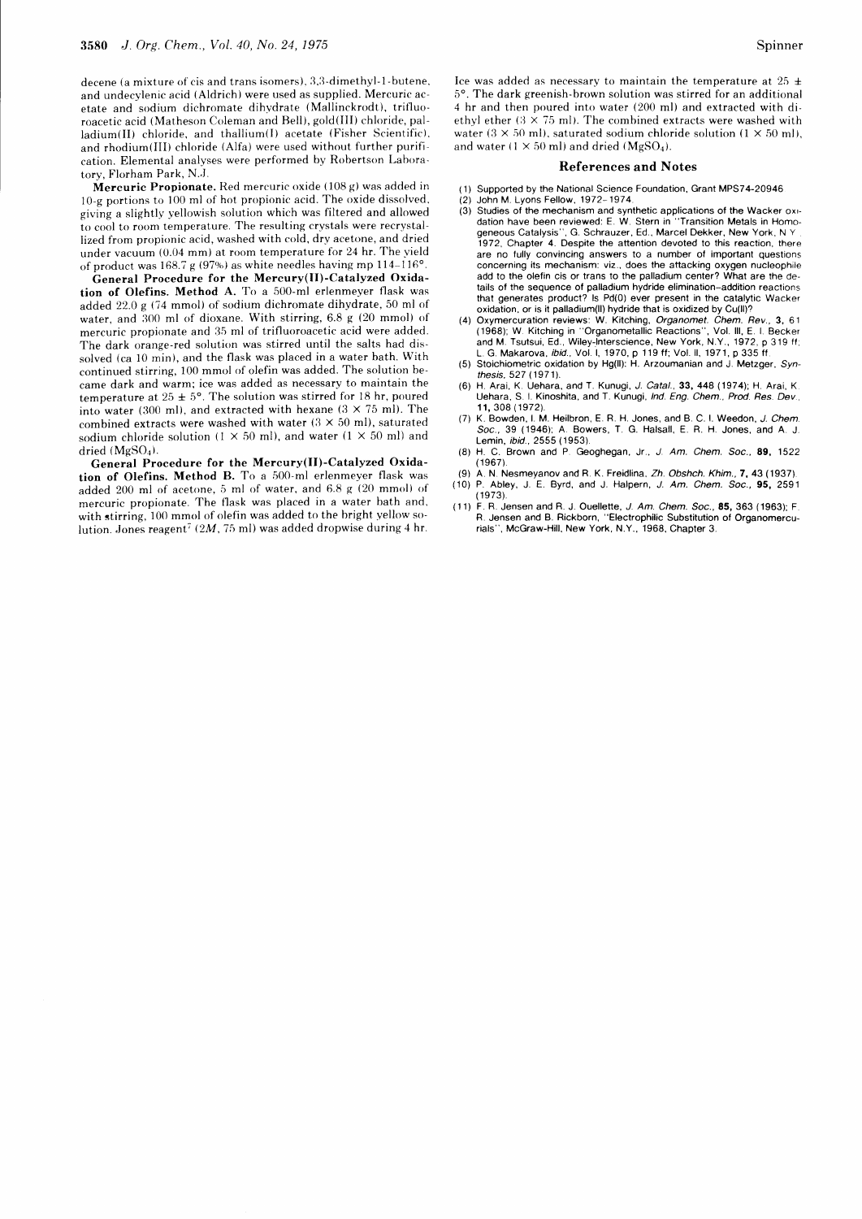decene (a mixture of cis and trans isomers), 3,3-dimethyl-1-butene, and undecylenic acid (Aldrich) were used as supplied. Mercuric acetate and sodium dichromate dihydrate (Mallinckrodt), trifluoroacetic acid (Matheson Coleman and Bell), gold(III) chloride, palladium(II) chloride, and thallium(I) acetate (Fisher Scientific), and rhodium(III) chloride (Alfa) were used without further purification. Elemental analyses were performed by Robertson Laboratory, Florham Park, N.J.

**Mercuric Propionate.** Red mercuric oxide (108 g) was added in 10-g portions to 100 ml of hot propionic acid. The oxide dissolved, giving a slightly yellowish solution which was filtered and allowed to cool to room temperature. The resulting crystals were recrystallized from propionic acid, washed with cold, dry acetone, and dried under vacuum (0.04 mm) at room temperature for 24 hr. The yield of product was 168.7 g (97%) as white needles having mp 114–116°.

**General Procedure for the Mercury(II)-Catalyzed Oxidation of Olefins. Method A.** To a 500-ml erlenmeyer flask was added 22.0 g (74 mmol) of sodium dichromate dihydrate, 50 ml of water, and 300 ml of dioxane. With stirring, 6.8 g (20 mmol) of mercuric propionate and 35 ml of trifluoroacetic acid were added. The dark orange-red solution was stirred until the salts had dissolved (ca 10 min), and the flask was placed in a water bath. With continued stirring, 100 mmol of olefin was added. The solution became dark and warm; ice was added as necessary to maintain the temperature at 25 ± 5°. The solution was stirred for 18 hr, poured into water (300 ml), and extracted with hexane (3 × 75 ml). The combined extracts were washed with water (3 × 50 ml), saturated sodium chloride solution (1 × 50 ml), and water (1 × 50 ml) and dried ($MgSO_4$).

**General Procedure for the Mercury(II)-Catalyzed Oxidation of Olefins. Method B.** To a 500-ml erlenmeyer flask was added 200 ml of acetone, 5 ml of water, and 6.8 g (20 mmol) of mercuric propionate. The flask was placed in a water bath and, with stirring, 100 mmol of olefin was added to the bright yellow solution. Jones reagent[7] (2*M*, 75 ml) was added dropwise during 4 hr. Ice was added as necessary to maintain the temperature at 25 ± 5°. The dark greenish-brown solution was stirred for an additional 4 hr and then poured into water (200 ml) and extracted with diethyl ether (3 × 75 ml). The combined extracts were washed with water (3 × 50 ml), saturated sodium chloride solution (1 × 50 ml), and water (1 × 50 ml) and dried ($MgSO_4$).

## References and Notes

(1) Supported by the National Science Foundation, Grant MPS74-20946.

(2) John M. Lyons Fellow, 1972–1974.

(3) Studies of the mechanism and synthetic applications of the Wacker oxidation have been reviewed: E. W. Stern in "Transition Metals in Homogeneous Catalysis", G. Schrauzer, Ed., Marcel Dekker, New York, N.Y., 1972, Chapter 4. Despite the attention devoted to this reaction, there are no fully convincing answers to a number of important questions concerning its mechanism: viz., does the attacking oxygen nucleophile add to the olefin cis or trans to the palladium center? What are the details of the sequence of palladium hydride elimination–addition reactions that generates product? Is Pd(0) ever present in the catalytic Wacker oxidation, or is it palladium(II) hydride that is oxidized by Cu(II)?

(4) Oxymercuration reviews: W. Kitching, *Organomet. Chem. Rev.*, **3**, 61 (1968); W. Kitching in "Organometallic Reactions", Vol. III, E. I. Becker and M. Tsutsui, Ed., Wiley-Interscience, New York, N.Y., 1972, p 319 ff; L. G. Makarova, *ibid.*, Vol. I, 1970, p 119 ff; Vol. II, 1971, p 335 ff.

(5) Stoichiometric oxidation by Hg(II): H. Arzoumanian and J. Metzger, *Synthesis*, 527 (1971).

(6) H. Arai, K. Uehara, and T. Kunugi, *J. Catal.*, **33**, 448 (1974); H. Arai, K. Uehara, S. I. Kinoshita, and T. Kunugi, *Ind. Eng. Chem., Prod. Res. Dev.*, **11**, 308 (1972).

(7) K. Bowden, I. M. Heilbron, E. R. H. Jones, and B. C. I. Weedon, *J. Chem. Soc.*, 39 (1946); A. Bowers, T. G. Halsall, E. R. H. Jones, and A. J. Lemin, *ibid.*, 2555 (1953).

(8) H. C. Brown and P. Geoghegan, Jr., *J. Am. Chem. Soc.*, **89**, 1522 (1967).

(9) A. N. Nesmeyanov and R. K. Freidlina, *Zh. Obshch. Khim.*, **7**, 43 (1937).

(10) P. Abley, J. E. Byrd, and J. Halpern, *J. Am. Chem. Soc.*, **95**, 2591 (1973).

(11) F. R. Jensen and R. J. Ouellette, *J. Am. Chem. Soc.*, **85**, 363 (1963); F. R. Jensen and B. Rickborn, "Electrophilic Substitution of Organomercurials", McGraw-Hill, New York, N.Y., 1968, Chapter 3.